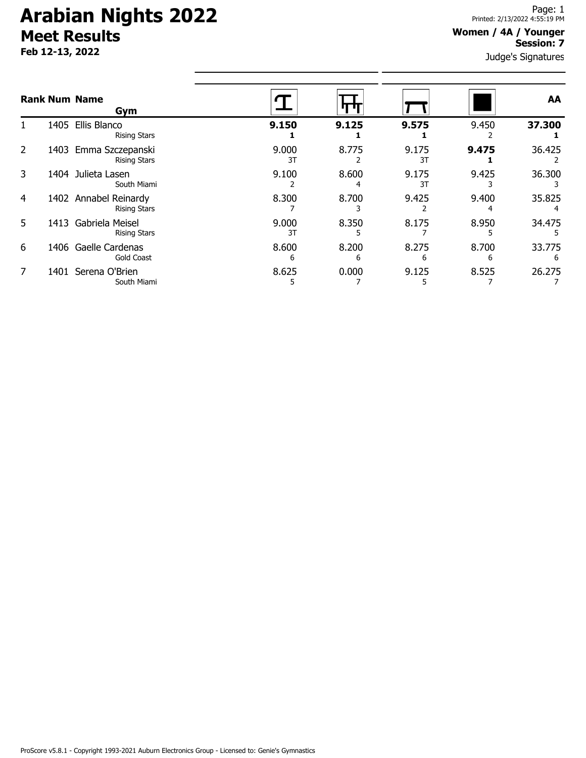# Arabian Nights 2022

## Meet Results

**Feb 12-13, 2022**

Page: 1
Printed: 2/13/2022 4:55:19 PM

**Women / 4A / Younger**
**Session: 7**

Judge's Signatures

| Rank | Num | Name / Gym | Vault | Bars | Beam | Floor | AA |
|---|---|---|---|---|---|---|---|
| 1 | 1405 | Ellis Blanco<br>Rising Stars | **9.150**<br>**1** | **9.125**<br>**1** | **9.575**<br>**1** | 9.450<br>2 | **37.300**<br>**1** |
| 2 | 1403 | Emma Szczepanski<br>Rising Stars | 9.000<br>3T | 8.775<br>2 | 9.175<br>3T | **9.475**<br>**1** | 36.425<br>2 |
| 3 | 1404 | Julieta Lasen<br>South Miami | 9.100<br>2 | 8.600<br>4 | 9.175<br>3T | 9.425<br>3 | 36.300<br>3 |
| 4 | 1402 | Annabel Reinardy<br>Rising Stars | 8.300<br>7 | 8.700<br>3 | 9.425<br>2 | 9.400<br>4 | 35.825<br>4 |
| 5 | 1413 | Gabriela Meisel<br>Rising Stars | 9.000<br>3T | 8.350<br>5 | 8.175<br>7 | 8.950<br>5 | 34.475<br>5 |
| 6 | 1406 | Gaelle Cardenas<br>Gold Coast | 8.600<br>6 | 8.200<br>6 | 8.275<br>6 | 8.700<br>6 | 33.775<br>6 |
| 7 | 1401 | Serena O'Brien<br>South Miami | 8.625<br>5 | 0.000<br>7 | 9.125<br>5 | 8.525<br>7 | 26.275<br>7 |

ProScore v5.8.1 - Copyright 1993-2021 Auburn Electronics Group - Licensed to: Genie's Gymnastics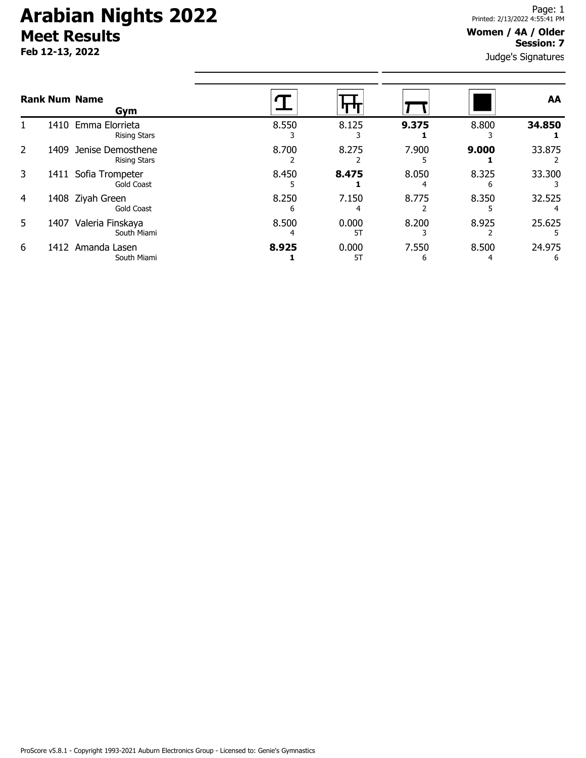# Arabian Nights 2022

## Meet Results

**Feb 12-13, 2022**

Printed: 2/13/2022 4:55:41 PM

**Women / 4A / Older**
**Session: 7**

Judge's Signatures

| Rank | Num | Name / Gym | Vault | Bars | Beam | Floor | AA |
|---|---|---|---|---|---|---|---|
| 1 | 1410 | Emma Elorrieta<br>Rising Stars | 8.550<br>3 | 8.125<br>3 | **9.375**<br>**1** | 8.800<br>3 | **34.850**<br>**1** |
| 2 | 1409 | Jenise Demosthene<br>Rising Stars | 8.700<br>2 | 8.275<br>2 | 7.900<br>5 | **9.000**<br>**1** | 33.875<br>2 |
| 3 | 1411 | Sofia Trompeter<br>Gold Coast | 8.450<br>5 | **8.475**<br>**1** | 8.050<br>4 | 8.325<br>6 | 33.300<br>3 |
| 4 | 1408 | Ziyah Green<br>Gold Coast | 8.250<br>6 | 7.150<br>4 | 8.775<br>2 | 8.350<br>5 | 32.525<br>4 |
| 5 | 1407 | Valeria Finskaya<br>South Miami | 8.500<br>4 | 0.000<br>5T | 8.200<br>3 | 8.925<br>2 | 25.625<br>5 |
| 6 | 1412 | Amanda Lasen<br>South Miami | **8.925**<br>**1** | 0.000<br>5T | 7.550<br>6 | 8.500<br>4 | 24.975<br>6 |

ProScore v5.8.1 - Copyright 1993-2021 Auburn Electronics Group - Licensed to: Genie's Gymnastics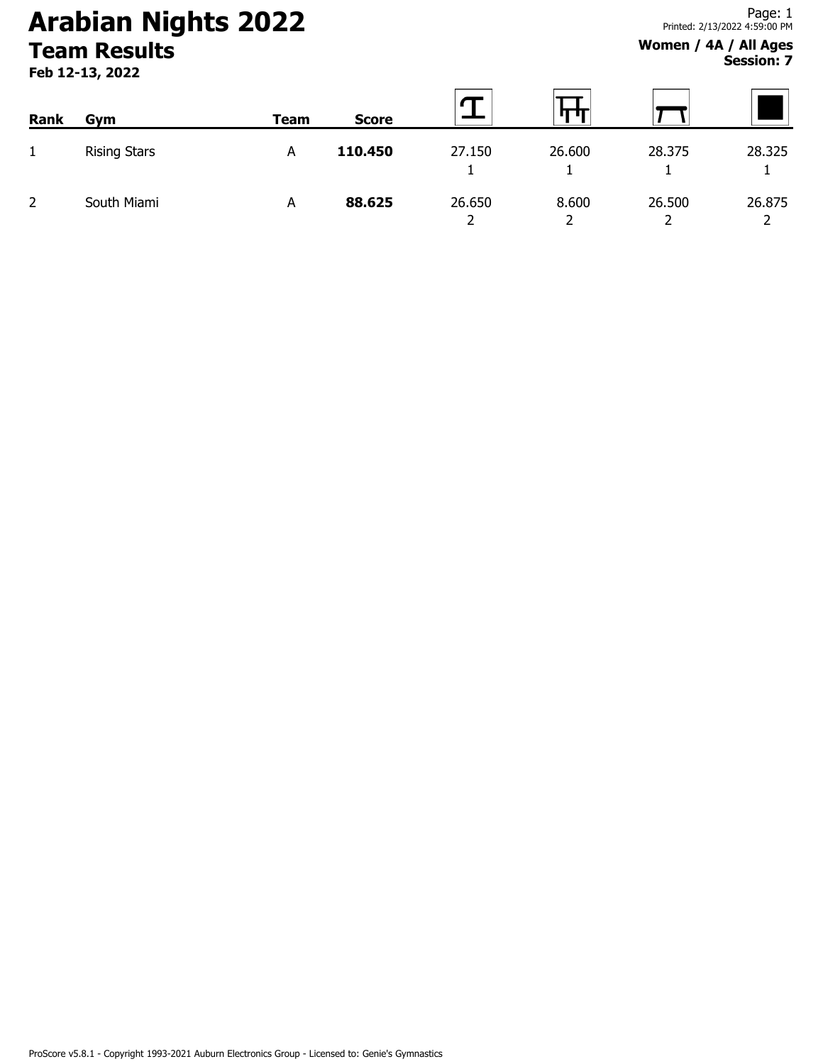# Arabian Nights 2022

## Team Results

**Feb 12-13, 2022**

**Women / 4A / All Ages**
**Session: 7**

| Rank | Gym | Team | Score | Vault | Bars | Beam | Floor |
|---|---|---|---|---|---|---|---|
| 1 | Rising Stars | A | **110.450** | 27.150<br>1 | 26.600<br>1 | 28.375<br>1 | 28.325<br>1 |
| 2 | South Miami | A | **88.625** | 26.650<br>2 | 8.600<br>2 | 26.500<br>2 | 26.875<br>2 |

ProScore v5.8.1 - Copyright 1993-2021 Auburn Electronics Group - Licensed to: Genie's Gymnastics